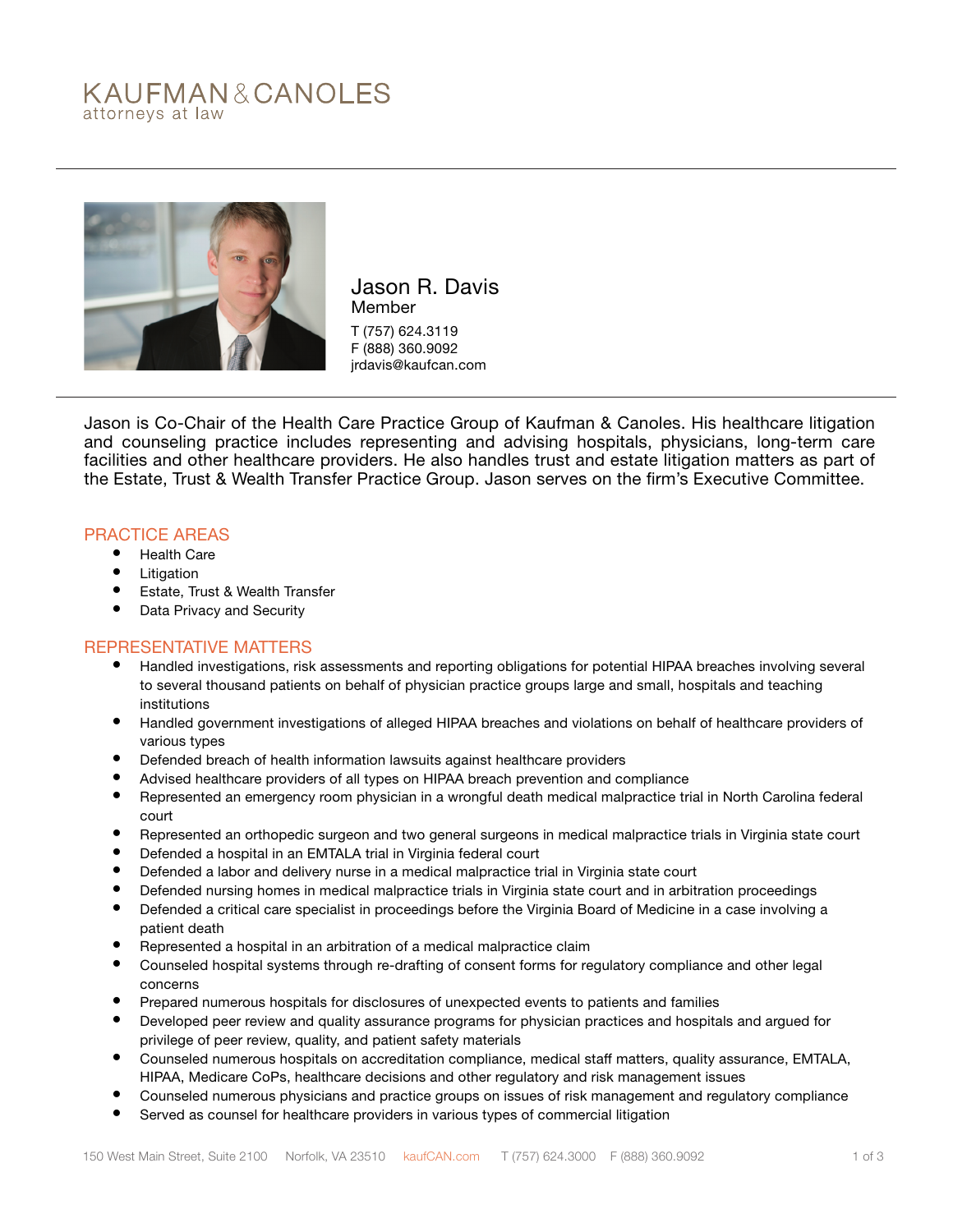KAUFMAN & CANOLES
attorneys at law

# Jason R. Davis

Member

T (757) 624.3119
F (888) 360.9092
jrdavis@kaufcan.com

Jason is Co-Chair of the Health Care Practice Group of Kaufman & Canoles. His healthcare litigation and counseling practice includes representing and advising hospitals, physicians, long-term care facilities and other healthcare providers. He also handles trust and estate litigation matters as part of the Estate, Trust & Wealth Transfer Practice Group. Jason serves on the firm's Executive Committee.

## PRACTICE AREAS

- Health Care
- Litigation
- Estate, Trust & Wealth Transfer
- Data Privacy and Security

## REPRESENTATIVE MATTERS

- Handled investigations, risk assessments and reporting obligations for potential HIPAA breaches involving several to several thousand patients on behalf of physician practice groups large and small, hospitals and teaching institutions
- Handled government investigations of alleged HIPAA breaches and violations on behalf of healthcare providers of various types
- Defended breach of health information lawsuits against healthcare providers
- Advised healthcare providers of all types on HIPAA breach prevention and compliance
- Represented an emergency room physician in a wrongful death medical malpractice trial in North Carolina federal court
- Represented an orthopedic surgeon and two general surgeons in medical malpractice trials in Virginia state court
- Defended a hospital in an EMTALA trial in Virginia federal court
- Defended a labor and delivery nurse in a medical malpractice trial in Virginia state court
- Defended nursing homes in medical malpractice trials in Virginia state court and in arbitration proceedings
- Defended a critical care specialist in proceedings before the Virginia Board of Medicine in a case involving a patient death
- Represented a hospital in an arbitration of a medical malpractice claim
- Counseled hospital systems through re-drafting of consent forms for regulatory compliance and other legal concerns
- Prepared numerous hospitals for disclosures of unexpected events to patients and families
- Developed peer review and quality assurance programs for physician practices and hospitals and argued for privilege of peer review, quality, and patient safety materials
- Counseled numerous hospitals on accreditation compliance, medical staff matters, quality assurance, EMTALA, HIPAA, Medicare CoPs, healthcare decisions and other regulatory and risk management issues
- Counseled numerous physicians and practice groups on issues of risk management and regulatory compliance
- Served as counsel for healthcare providers in various types of commercial litigation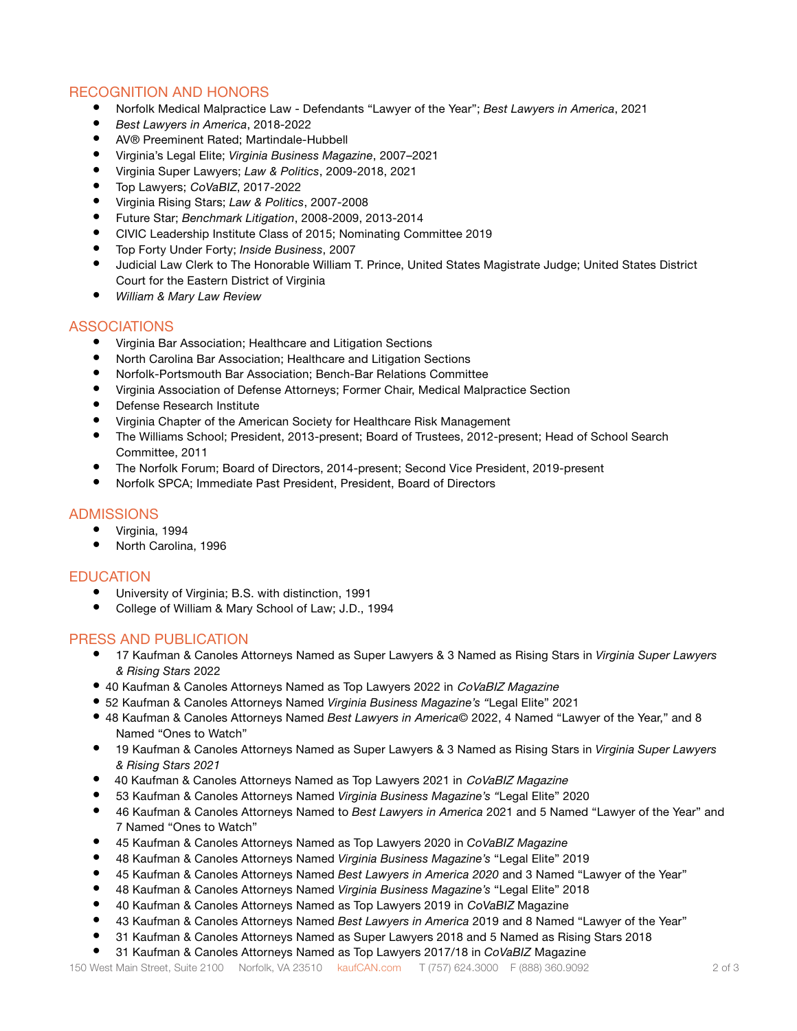## RECOGNITION AND HONORS

- Norfolk Medical Malpractice Law - Defendants "Lawyer of the Year"; *Best Lawyers in America*, 2021
- *Best Lawyers in America*, 2018-2022
- AV® Preeminent Rated; Martindale-Hubbell
- Virginia's Legal Elite; *Virginia Business Magazine*, 2007–2021
- Virginia Super Lawyers; *Law & Politics*, 2009-2018, 2021
- Top Lawyers; *CoVaBIZ*, 2017-2022
- Virginia Rising Stars; *Law & Politics*, 2007-2008
- Future Star; *Benchmark Litigation*, 2008-2009, 2013-2014
- CIVIC Leadership Institute Class of 2015; Nominating Committee 2019
- Top Forty Under Forty; *Inside Business*, 2007
- Judicial Law Clerk to The Honorable William T. Prince, United States Magistrate Judge; United States District Court for the Eastern District of Virginia
- *William & Mary Law Review*

## ASSOCIATIONS

- Virginia Bar Association; Healthcare and Litigation Sections
- North Carolina Bar Association; Healthcare and Litigation Sections
- Norfolk-Portsmouth Bar Association; Bench-Bar Relations Committee
- Virginia Association of Defense Attorneys; Former Chair, Medical Malpractice Section
- Defense Research Institute
- Virginia Chapter of the American Society for Healthcare Risk Management
- The Williams School; President, 2013-present; Board of Trustees, 2012-present; Head of School Search Committee, 2011
- The Norfolk Forum; Board of Directors, 2014-present; Second Vice President, 2019-present
- Norfolk SPCA; Immediate Past President, President, Board of Directors

## ADMISSIONS

- Virginia, 1994
- North Carolina, 1996

## EDUCATION

- University of Virginia; B.S. with distinction, 1991
- College of William & Mary School of Law; J.D., 1994

## PRESS AND PUBLICATION

- 17 Kaufman & Canoles Attorneys Named as Super Lawyers & 3 Named as Rising Stars in *Virginia Super Lawyers & Rising Stars* 2022
- 40 Kaufman & Canoles Attorneys Named as Top Lawyers 2022 in *CoVaBIZ Magazine*
- 52 Kaufman & Canoles Attorneys Named *Virginia Business Magazine's* "Legal Elite" 2021
- 48 Kaufman & Canoles Attorneys Named *Best Lawyers in America*© 2022, 4 Named "Lawyer of the Year," and 8 Named "Ones to Watch"
- 19 Kaufman & Canoles Attorneys Named as Super Lawyers & 3 Named as Rising Stars in *Virginia Super Lawyers & Rising Stars 2021*
- 40 Kaufman & Canoles Attorneys Named as Top Lawyers 2021 in *CoVaBIZ Magazine*
- 53 Kaufman & Canoles Attorneys Named *Virginia Business Magazine's* "Legal Elite" 2020
- 46 Kaufman & Canoles Attorneys Named to *Best Lawyers in America* 2021 and 5 Named "Lawyer of the Year" and 7 Named "Ones to Watch"
- 45 Kaufman & Canoles Attorneys Named as Top Lawyers 2020 in *CoVaBIZ Magazine*
- 48 Kaufman & Canoles Attorneys Named *Virginia Business Magazine's* "Legal Elite" 2019
- 45 Kaufman & Canoles Attorneys Named *Best Lawyers in America 2020* and 3 Named "Lawyer of the Year"
- 48 Kaufman & Canoles Attorneys Named *Virginia Business Magazine's* "Legal Elite" 2018
- 40 Kaufman & Canoles Attorneys Named as Top Lawyers 2019 in *CoVaBIZ* Magazine
- 43 Kaufman & Canoles Attorneys Named *Best Lawyers in America* 2019 and 8 Named "Lawyer of the Year"
- 31 Kaufman & Canoles Attorneys Named as Super Lawyers 2018 and 5 Named as Rising Stars 2018
- 31 Kaufman & Canoles Attorneys Named as Top Lawyers 2017/18 in *CoVaBIZ* Magazine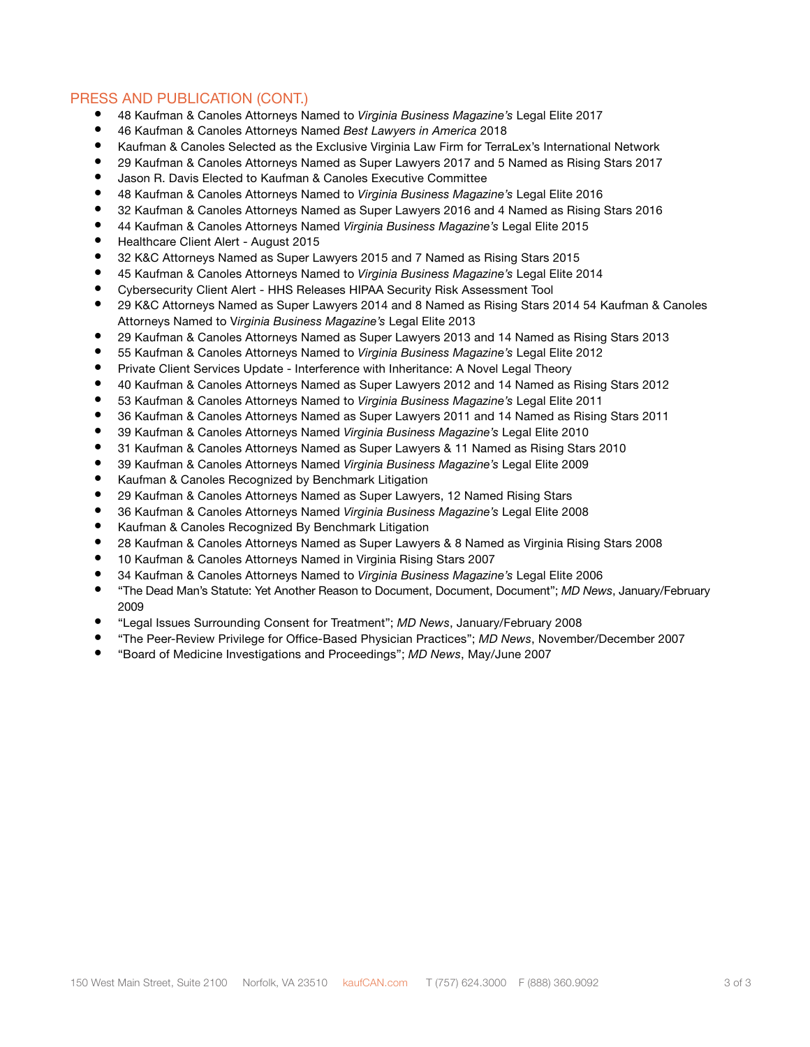## PRESS AND PUBLICATION (CONT.)

- 48 Kaufman & Canoles Attorneys Named to *Virginia Business Magazine's* Legal Elite 2017
- 46 Kaufman & Canoles Attorneys Named *Best Lawyers in America* 2018
- Kaufman & Canoles Selected as the Exclusive Virginia Law Firm for TerraLex's International Network
- 29 Kaufman & Canoles Attorneys Named as Super Lawyers 2017 and 5 Named as Rising Stars 2017
- Jason R. Davis Elected to Kaufman & Canoles Executive Committee
- 48 Kaufman & Canoles Attorneys Named to *Virginia Business Magazine's* Legal Elite 2016
- 32 Kaufman & Canoles Attorneys Named as Super Lawyers 2016 and 4 Named as Rising Stars 2016
- 44 Kaufman & Canoles Attorneys Named *Virginia Business Magazine's* Legal Elite 2015
- Healthcare Client Alert - August 2015
- 32 K&C Attorneys Named as Super Lawyers 2015 and 7 Named as Rising Stars 2015
- 45 Kaufman & Canoles Attorneys Named to *Virginia Business Magazine's* Legal Elite 2014
- Cybersecurity Client Alert - HHS Releases HIPAA Security Risk Assessment Tool
- 29 K&C Attorneys Named as Super Lawyers 2014 and 8 Named as Rising Stars 2014 54 Kaufman & Canoles Attorneys Named to V*irginia Business Magazine's* Legal Elite 2013
- 29 Kaufman & Canoles Attorneys Named as Super Lawyers 2013 and 14 Named as Rising Stars 2013
- 55 Kaufman & Canoles Attorneys Named to *Virginia Business Magazine's* Legal Elite 2012
- Private Client Services Update - Interference with Inheritance: A Novel Legal Theory
- 40 Kaufman & Canoles Attorneys Named as Super Lawyers 2012 and 14 Named as Rising Stars 2012
- 53 Kaufman & Canoles Attorneys Named to *Virginia Business Magazine's* Legal Elite 2011
- 36 Kaufman & Canoles Attorneys Named as Super Lawyers 2011 and 14 Named as Rising Stars 2011
- 39 Kaufman & Canoles Attorneys Named *Virginia Business Magazine's* Legal Elite 2010
- 31 Kaufman & Canoles Attorneys Named as Super Lawyers & 11 Named as Rising Stars 2010
- 39 Kaufman & Canoles Attorneys Named *Virginia Business Magazine's* Legal Elite 2009
- Kaufman & Canoles Recognized by Benchmark Litigation
- 29 Kaufman & Canoles Attorneys Named as Super Lawyers, 12 Named Rising Stars
- 36 Kaufman & Canoles Attorneys Named *Virginia Business Magazine's* Legal Elite 2008
- Kaufman & Canoles Recognized By Benchmark Litigation
- 28 Kaufman & Canoles Attorneys Named as Super Lawyers & 8 Named as Virginia Rising Stars 2008
- 10 Kaufman & Canoles Attorneys Named in Virginia Rising Stars 2007
- 34 Kaufman & Canoles Attorneys Named to *Virginia Business Magazine's* Legal Elite 2006
- "The Dead Man's Statute: Yet Another Reason to Document, Document, Document"; *MD News*, January/February 2009
- "Legal Issues Surrounding Consent for Treatment"; *MD News*, January/February 2008
- "The Peer-Review Privilege for Office-Based Physician Practices"; *MD News*, November/December 2007
- "Board of Medicine Investigations and Proceedings"; *MD News*, May/June 2007